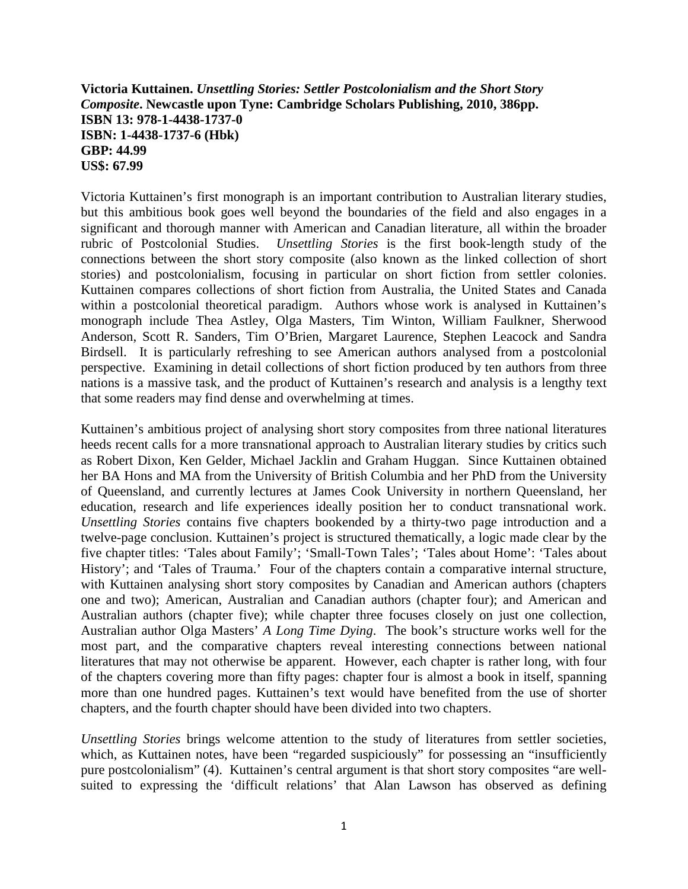**Victoria Kuttainen. *Unsettling Stories: Settler Postcolonialism and the Short Story Composite*. Newcastle upon Tyne: Cambridge Scholars Publishing, 2010, 386pp.**
**ISBN 13: 978-1-4438-1737-0**
**ISBN: 1-4438-1737-6 (Hbk)**
**GBP: 44.99**
**US$: 67.99**

Victoria Kuttainen's first monograph is an important contribution to Australian literary studies, but this ambitious book goes well beyond the boundaries of the field and also engages in a significant and thorough manner with American and Canadian literature, all within the broader rubric of Postcolonial Studies. *Unsettling Stories* is the first book-length study of the connections between the short story composite (also known as the linked collection of short stories) and postcolonialism, focusing in particular on short fiction from settler colonies. Kuttainen compares collections of short fiction from Australia, the United States and Canada within a postcolonial theoretical paradigm. Authors whose work is analysed in Kuttainen's monograph include Thea Astley, Olga Masters, Tim Winton, William Faulkner, Sherwood Anderson, Scott R. Sanders, Tim O'Brien, Margaret Laurence, Stephen Leacock and Sandra Birdsell. It is particularly refreshing to see American authors analysed from a postcolonial perspective. Examining in detail collections of short fiction produced by ten authors from three nations is a massive task, and the product of Kuttainen's research and analysis is a lengthy text that some readers may find dense and overwhelming at times.

Kuttainen's ambitious project of analysing short story composites from three national literatures heeds recent calls for a more transnational approach to Australian literary studies by critics such as Robert Dixon, Ken Gelder, Michael Jacklin and Graham Huggan. Since Kuttainen obtained her BA Hons and MA from the University of British Columbia and her PhD from the University of Queensland, and currently lectures at James Cook University in northern Queensland, her education, research and life experiences ideally position her to conduct transnational work. *Unsettling Stories* contains five chapters bookended by a thirty-two page introduction and a twelve-page conclusion. Kuttainen's project is structured thematically, a logic made clear by the five chapter titles: 'Tales about Family'; 'Small-Town Tales'; 'Tales about Home': 'Tales about History'; and 'Tales of Trauma.' Four of the chapters contain a comparative internal structure, with Kuttainen analysing short story composites by Canadian and American authors (chapters one and two); American, Australian and Canadian authors (chapter four); and American and Australian authors (chapter five); while chapter three focuses closely on just one collection, Australian author Olga Masters' *A Long Time Dying*. The book's structure works well for the most part, and the comparative chapters reveal interesting connections between national literatures that may not otherwise be apparent. However, each chapter is rather long, with four of the chapters covering more than fifty pages: chapter four is almost a book in itself, spanning more than one hundred pages. Kuttainen's text would have benefited from the use of shorter chapters, and the fourth chapter should have been divided into two chapters.

*Unsettling Stories* brings welcome attention to the study of literatures from settler societies, which, as Kuttainen notes, have been "regarded suspiciously" for possessing an "insufficiently pure postcolonialism" (4). Kuttainen's central argument is that short story composites "are well-suited to expressing the 'difficult relations' that Alan Lawson has observed as defining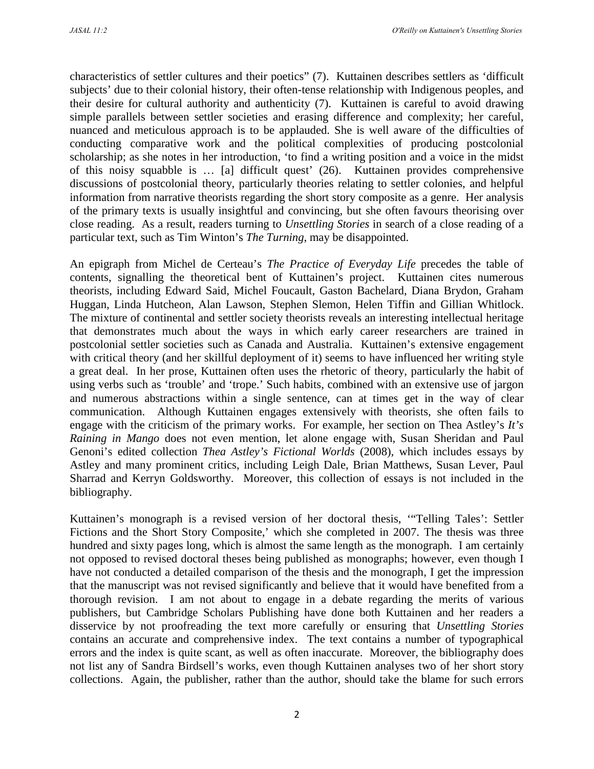characteristics of settler cultures and their poetics" (7). Kuttainen describes settlers as 'difficult subjects' due to their colonial history, their often-tense relationship with Indigenous peoples, and their desire for cultural authority and authenticity (7). Kuttainen is careful to avoid drawing simple parallels between settler societies and erasing difference and complexity; her careful, nuanced and meticulous approach is to be applauded. She is well aware of the difficulties of conducting comparative work and the political complexities of producing postcolonial scholarship; as she notes in her introduction, 'to find a writing position and a voice in the midst of this noisy squabble is … [a] difficult quest' (26). Kuttainen provides comprehensive discussions of postcolonial theory, particularly theories relating to settler colonies, and helpful information from narrative theorists regarding the short story composite as a genre. Her analysis of the primary texts is usually insightful and convincing, but she often favours theorising over close reading. As a result, readers turning to *Unsettling Stories* in search of a close reading of a particular text, such as Tim Winton's *The Turning*, may be disappointed.

An epigraph from Michel de Certeau's *The Practice of Everyday Life* precedes the table of contents, signalling the theoretical bent of Kuttainen's project. Kuttainen cites numerous theorists, including Edward Said, Michel Foucault, Gaston Bachelard, Diana Brydon, Graham Huggan, Linda Hutcheon, Alan Lawson, Stephen Slemon, Helen Tiffin and Gillian Whitlock. The mixture of continental and settler society theorists reveals an interesting intellectual heritage that demonstrates much about the ways in which early career researchers are trained in postcolonial settler societies such as Canada and Australia. Kuttainen's extensive engagement with critical theory (and her skillful deployment of it) seems to have influenced her writing style a great deal. In her prose, Kuttainen often uses the rhetoric of theory, particularly the habit of using verbs such as 'trouble' and 'trope.' Such habits, combined with an extensive use of jargon and numerous abstractions within a single sentence, can at times get in the way of clear communication. Although Kuttainen engages extensively with theorists, she often fails to engage with the criticism of the primary works. For example, her section on Thea Astley's *It's Raining in Mango* does not even mention, let alone engage with, Susan Sheridan and Paul Genoni's edited collection *Thea Astley's Fictional Worlds* (2008), which includes essays by Astley and many prominent critics, including Leigh Dale, Brian Matthews, Susan Lever, Paul Sharrad and Kerryn Goldsworthy. Moreover, this collection of essays is not included in the bibliography.

Kuttainen's monograph is a revised version of her doctoral thesis, '"Telling Tales': Settler Fictions and the Short Story Composite,' which she completed in 2007. The thesis was three hundred and sixty pages long, which is almost the same length as the monograph. I am certainly not opposed to revised doctoral theses being published as monographs; however, even though I have not conducted a detailed comparison of the thesis and the monograph, I get the impression that the manuscript was not revised significantly and believe that it would have benefited from a thorough revision. I am not about to engage in a debate regarding the merits of various publishers, but Cambridge Scholars Publishing have done both Kuttainen and her readers a disservice by not proofreading the text more carefully or ensuring that *Unsettling Stories* contains an accurate and comprehensive index. The text contains a number of typographical errors and the index is quite scant, as well as often inaccurate. Moreover, the bibliography does not list any of Sandra Birdsell's works, even though Kuttainen analyses two of her short story collections. Again, the publisher, rather than the author, should take the blame for such errors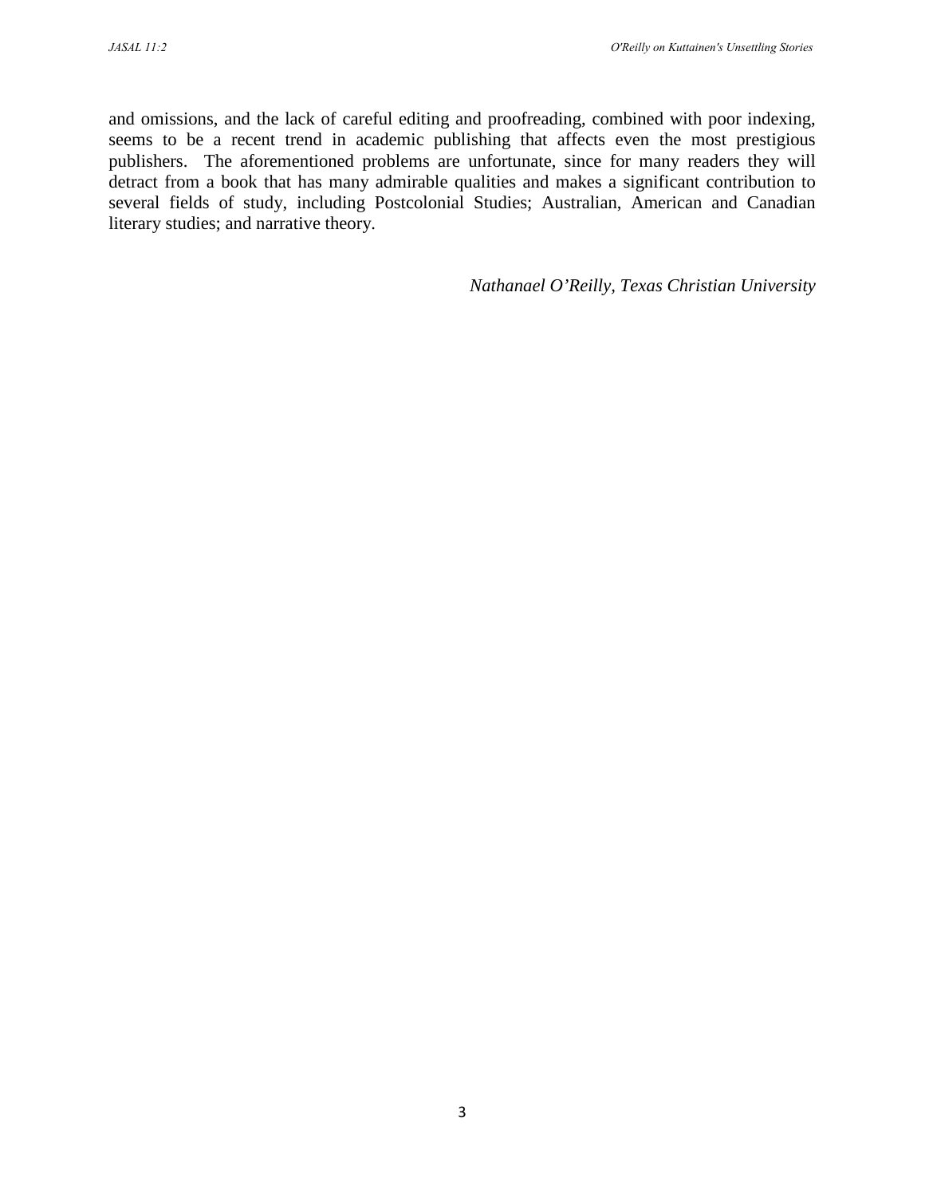and omissions, and the lack of careful editing and proofreading, combined with poor indexing, seems to be a recent trend in academic publishing that affects even the most prestigious publishers. The aforementioned problems are unfortunate, since for many readers they will detract from a book that has many admirable qualities and makes a significant contribution to several fields of study, including Postcolonial Studies; Australian, American and Canadian literary studies; and narrative theory.

*Nathanael O'Reilly, Texas Christian University*